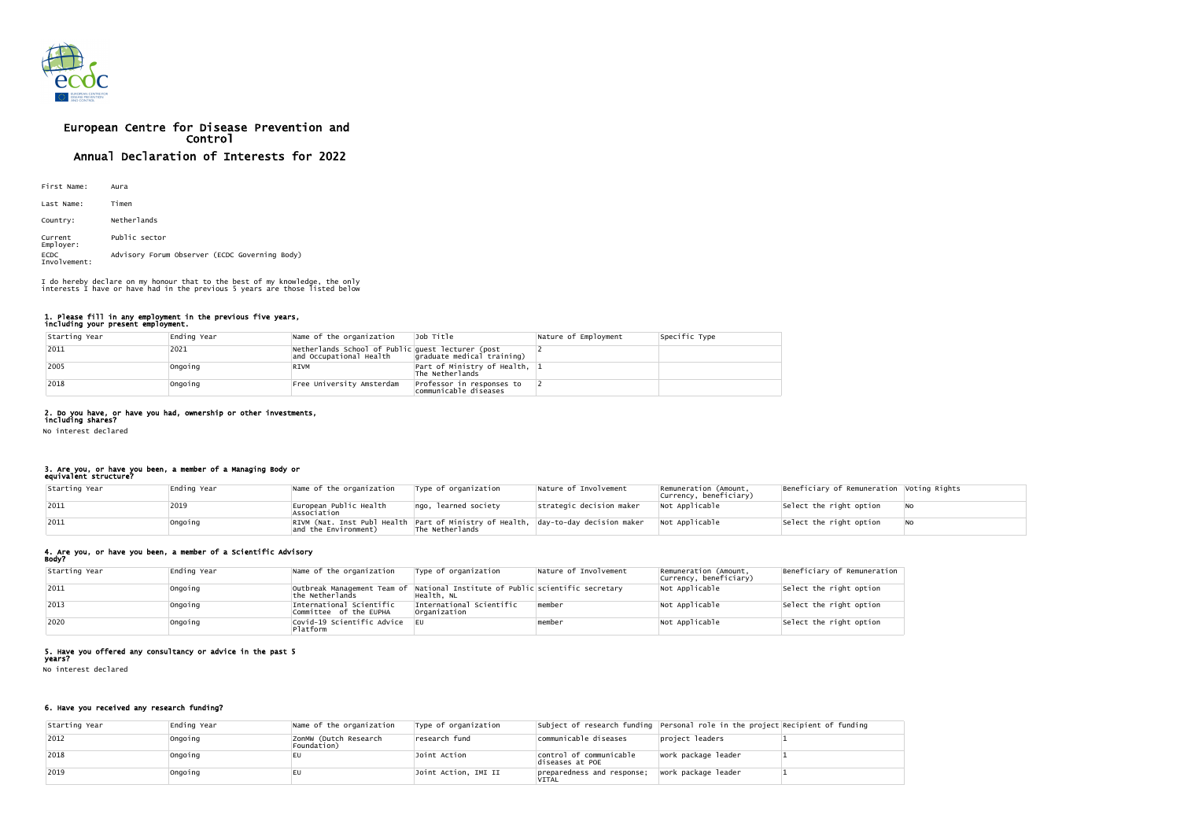# European Centre for Disease Prevention and Control

## Annual Declaration of Interests for 2022

First Name: Aura

Last Name: Timen

Country: Netherlands

Current Employer: Public sector

ECDC Involvement: Advisory Forum Observer (ECDC Governing Body)

I do hereby declare on my honour that to the best of my knowledge, the only interests I have or have had in the previous 5 years are those listed below

### 1. Please fill in any employment in the previous five years, including your present employment.

| Starting Year | Ending Year | Name of the organization | Job Title | Nature of Employment | Specific Type |
|---|---|---|---|---|---|
| 2011 | 2021 | Netherlands School of Public and Occupational Health | guest lecturer (post graduate medical training) | 2 | |
| 2005 | Ongoing | RIVM | Part of Ministry of Health, The Netherlands | 1 | |
| 2018 | Ongoing | Free University Amsterdam | Professor in responses to communicable diseases | 2 | |

### 2. Do you have, or have you had, ownership or other investments, including shares?

No interest declared

### 3. Are you, or have you been, a member of a Managing Body or equivalent structure?

| Starting Year | Ending Year | Name of the organization | Type of organization | Nature of Involvement | Remuneration (Amount, Currency, beneficiary) | Beneficiary of Remuneration | Voting Rights |
|---|---|---|---|---|---|---|---|
| 2011 | 2019 | European Public Health Association | ngo, learned society | strategic decision maker | Not Applicable | Select the right option | No |
| 2011 | Ongoing | RIVM (Nat. Inst Publ Health and the Environment) | Part of Ministry of Health, The Netherlands | day-to-day decision maker | Not Applicable | Select the right option | No |

### 4. Are you, or have you been, a member of a Scientific Advisory Body?

| Starting Year | Ending Year | Name of the organization | Type of organization | Nature of Involvement | Remuneration (Amount, Currency, beneficiary) | Beneficiary of Remuneration |
|---|---|---|---|---|---|---|
| 2011 | Ongoing | Outbreak Management Team of the Netherlands | National Institute of Public Health, NL | scientific secretary | Not Applicable | Select the right option |
| 2013 | Ongoing | International Scientific Committee of the EUPHA | International Scientific Organization | member | Not Applicable | Select the right option |
| 2020 | Ongoing | Covid-19 Scientific Advice Platform | EU | member | Not Applicable | Select the right option |

### 5. Have you offered any consultancy or advice in the past 5 years?

No interest declared

### 6. Have you received any research funding?

| Starting Year | Ending Year | Name of the organization | Type of organization | Subject of research funding | Personal role in the project | Recipient of funding |
|---|---|---|---|---|---|---|
| 2012 | Ongoing | ZonMW (Dutch Research Foundation) | research fund | communicable diseases | project leaders | 1 |
| 2018 | Ongoing | EU | Joint Action | control of communicable diseases at POE | work package leader | 1 |
| 2019 | Ongoing | EU | Joint Action, IMI II | preparedness and response; VITAL | work package leader | 1 |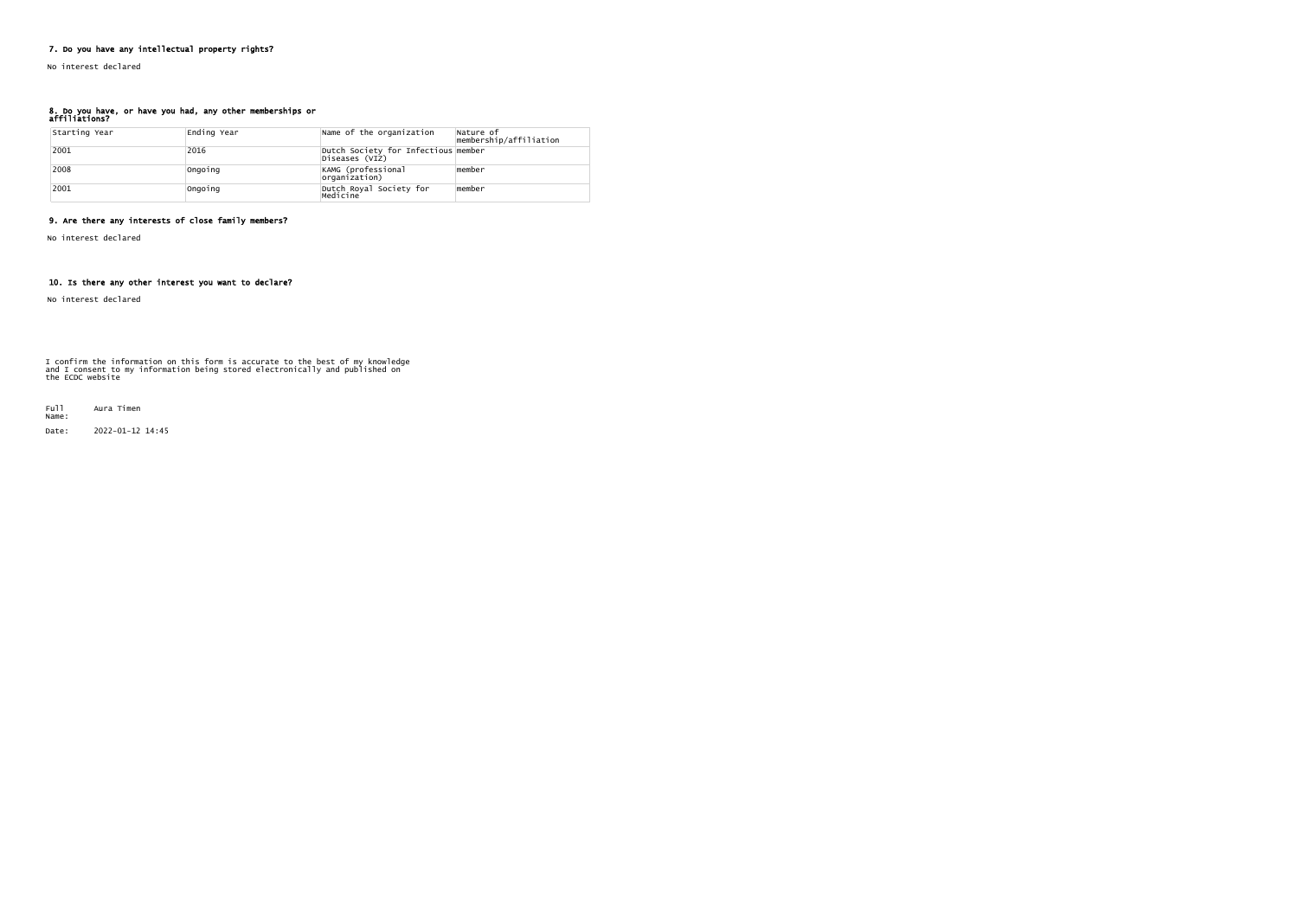### 7. Do you have any intellectual property rights?

No interest declared

### 8. Do you have, or have you had, any other memberships or affiliations?

| Starting Year | Ending Year | Name of the organization | Nature of membership/affiliation |
|---|---|---|---|
| 2001 | 2016 | Dutch Society for Infectious Diseases (VIZ) | member |
| 2008 | Ongoing | KAMG (professional organization) | member |
| 2001 | Ongoing | Dutch Royal Society for Medicine | member |

### 9. Are there any interests of close family members?

No interest declared

### 10. Is there any other interest you want to declare?

No interest declared

I confirm the information on this form is accurate to the best of my knowledge and I consent to my information being stored electronically and published on the ECDC website

Full Name: Aura Timen

Date: 2022-01-12 14:45